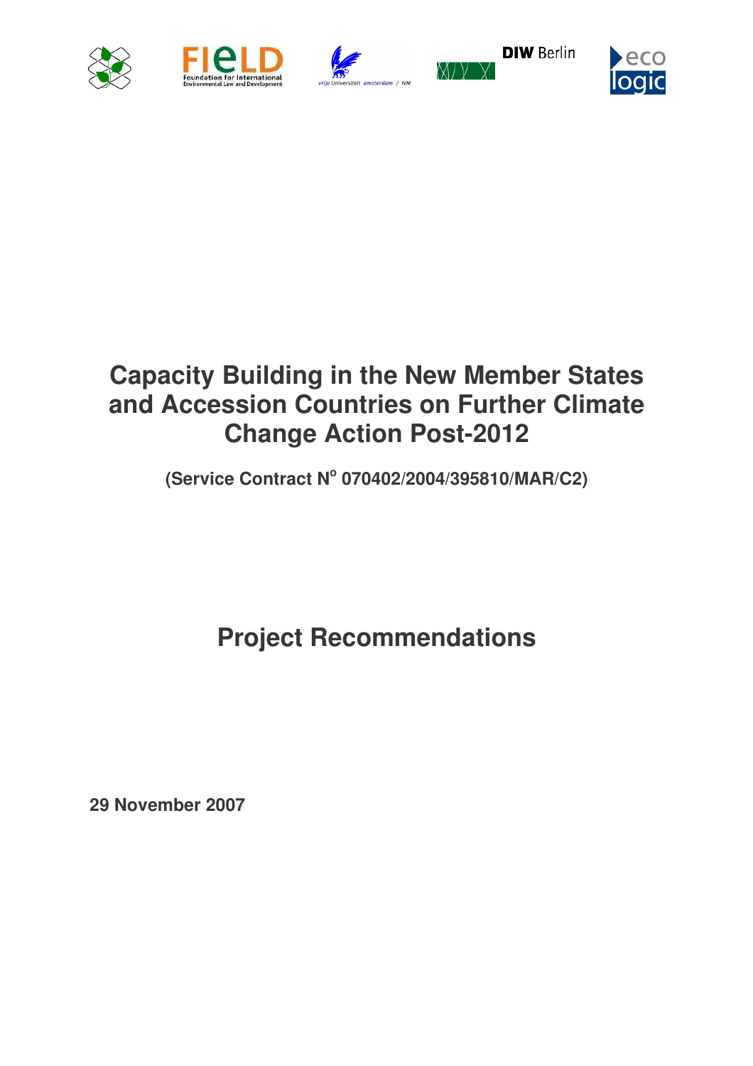# Capacity Building in the New Member States and Accession Countries on Further Climate Change Action Post-2012

**(Service Contract N° 070402/2004/395810/MAR/C2)**

# Project Recommendations

**29 November 2007**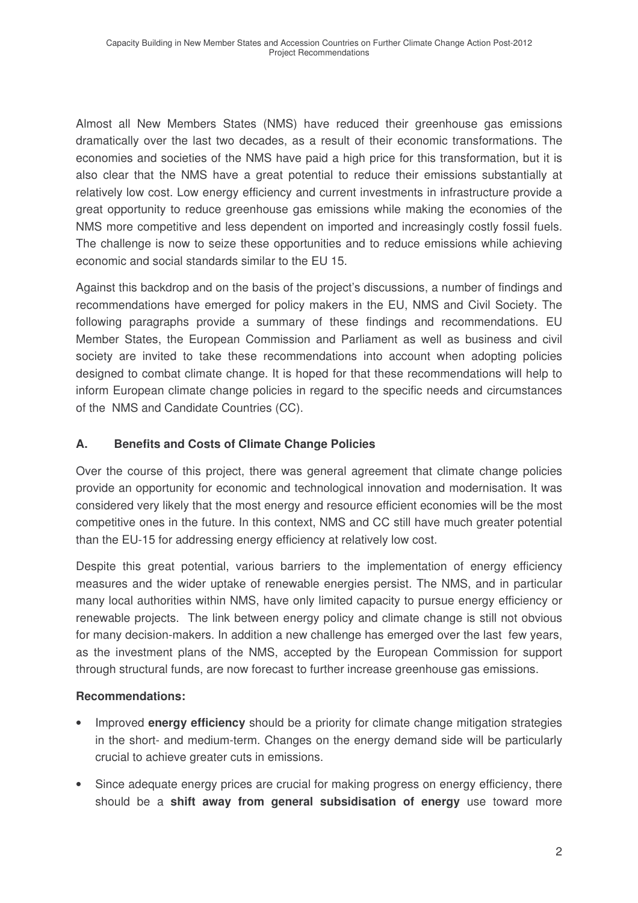Almost all New Members States (NMS) have reduced their greenhouse gas emissions dramatically over the last two decades, as a result of their economic transformations. The economies and societies of the NMS have paid a high price for this transformation, but it is also clear that the NMS have a great potential to reduce their emissions substantially at relatively low cost. Low energy efficiency and current investments in infrastructure provide a great opportunity to reduce greenhouse gas emissions while making the economies of the NMS more competitive and less dependent on imported and increasingly costly fossil fuels. The challenge is now to seize these opportunities and to reduce emissions while achieving economic and social standards similar to the EU 15.

Against this backdrop and on the basis of the project's discussions, a number of findings and recommendations have emerged for policy makers in the EU, NMS and Civil Society. The following paragraphs provide a summary of these findings and recommendations. EU Member States, the European Commission and Parliament as well as business and civil society are invited to take these recommendations into account when adopting policies designed to combat climate change. It is hoped for that these recommendations will help to inform European climate change policies in regard to the specific needs and circumstances of the NMS and Candidate Countries (CC).

## A. Benefits and Costs of Climate Change Policies

Over the course of this project, there was general agreement that climate change policies provide an opportunity for economic and technological innovation and modernisation. It was considered very likely that the most energy and resource efficient economies will be the most competitive ones in the future. In this context, NMS and CC still have much greater potential than the EU-15 for addressing energy efficiency at relatively low cost.

Despite this great potential, various barriers to the implementation of energy efficiency measures and the wider uptake of renewable energies persist. The NMS, and in particular many local authorities within NMS, have only limited capacity to pursue energy efficiency or renewable projects. The link between energy policy and climate change is still not obvious for many decision-makers. In addition a new challenge has emerged over the last few years, as the investment plans of the NMS, accepted by the European Commission for support through structural funds, are now forecast to further increase greenhouse gas emissions.

**Recommendations:**

- Improved **energy efficiency** should be a priority for climate change mitigation strategies in the short- and medium-term. Changes on the energy demand side will be particularly crucial to achieve greater cuts in emissions.
- Since adequate energy prices are crucial for making progress on energy efficiency, there should be a **shift away from general subsidisation of energy** use toward more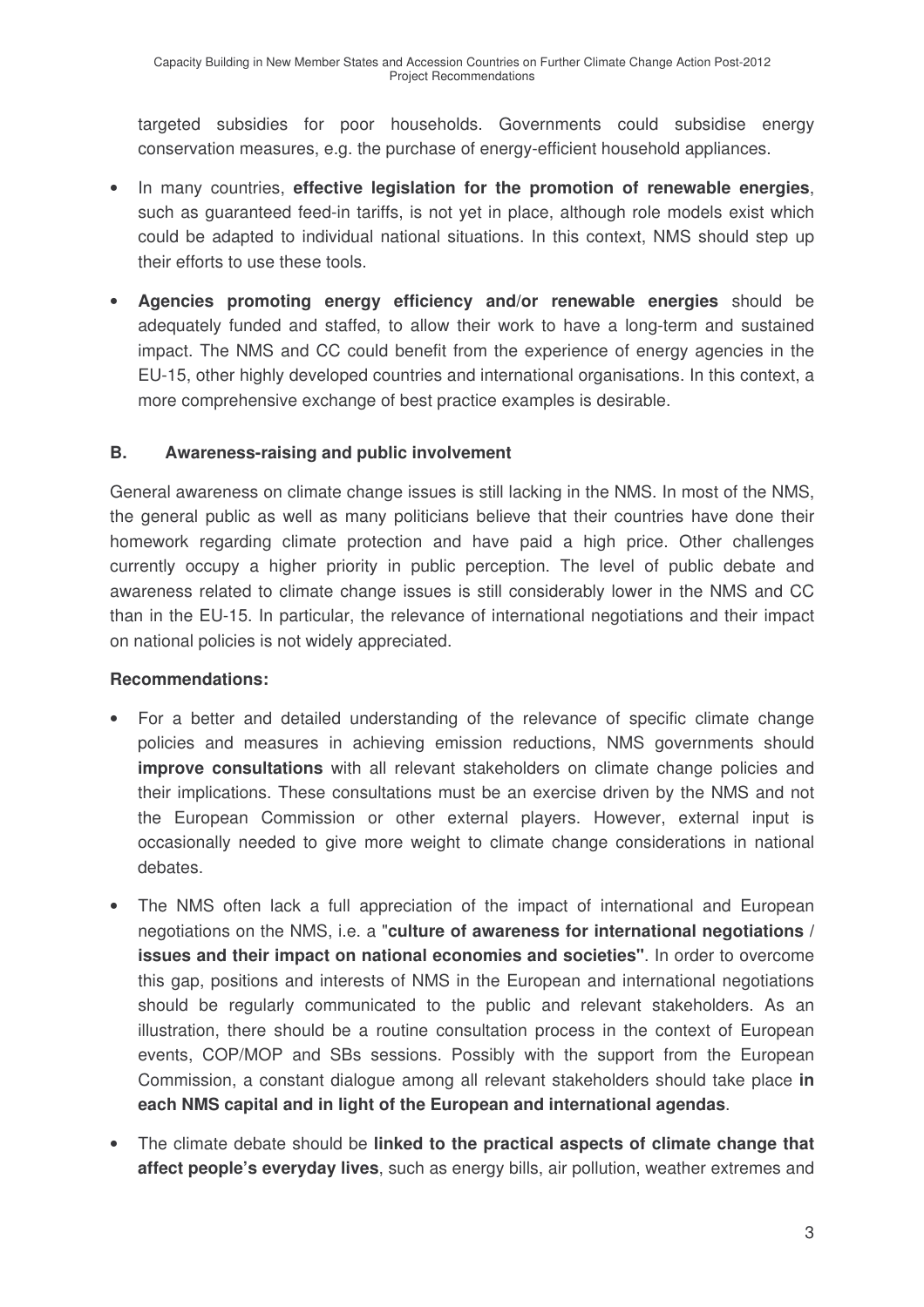targeted subsidies for poor households. Governments could subsidise energy conservation measures, e.g. the purchase of energy-efficient household appliances.

- In many countries, **effective legislation for the promotion of renewable energies**, such as guaranteed feed-in tariffs, is not yet in place, although role models exist which could be adapted to individual national situations. In this context, NMS should step up their efforts to use these tools.
- **Agencies promoting energy efficiency and/or renewable energies** should be adequately funded and staffed, to allow their work to have a long-term and sustained impact. The NMS and CC could benefit from the experience of energy agencies in the EU-15, other highly developed countries and international organisations. In this context, a more comprehensive exchange of best practice examples is desirable.

### B. Awareness-raising and public involvement

General awareness on climate change issues is still lacking in the NMS. In most of the NMS, the general public as well as many politicians believe that their countries have done their homework regarding climate protection and have paid a high price. Other challenges currently occupy a higher priority in public perception. The level of public debate and awareness related to climate change issues is still considerably lower in the NMS and CC than in the EU-15. In particular, the relevance of international negotiations and their impact on national policies is not widely appreciated.

**Recommendations:**

- For a better and detailed understanding of the relevance of specific climate change policies and measures in achieving emission reductions, NMS governments should **improve consultations** with all relevant stakeholders on climate change policies and their implications. These consultations must be an exercise driven by the NMS and not the European Commission or other external players. However, external input is occasionally needed to give more weight to climate change considerations in national debates.
- The NMS often lack a full appreciation of the impact of international and European negotiations on the NMS, i.e. a "**culture of awareness for international negotiations / issues and their impact on national economies and societies"**. In order to overcome this gap, positions and interests of NMS in the European and international negotiations should be regularly communicated to the public and relevant stakeholders. As an illustration, there should be a routine consultation process in the context of European events, COP/MOP and SBs sessions. Possibly with the support from the European Commission, a constant dialogue among all relevant stakeholders should take place **in each NMS capital and in light of the European and international agendas**.
- The climate debate should be **linked to the practical aspects of climate change that affect people's everyday lives**, such as energy bills, air pollution, weather extremes and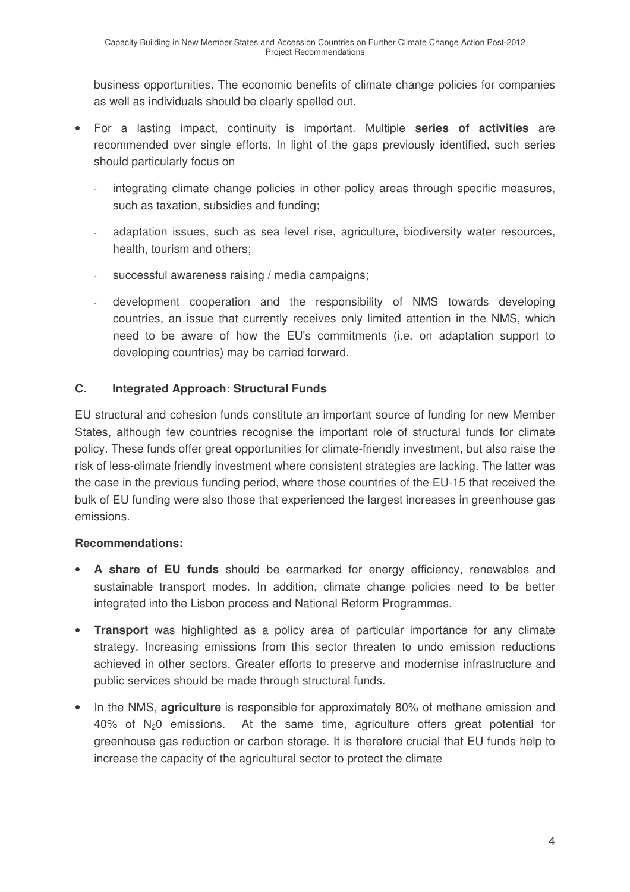business opportunities. The economic benefits of climate change policies for companies as well as individuals should be clearly spelled out.

- For a lasting impact, continuity is important. Multiple **series of activities** are recommended over single efforts. In light of the gaps previously identified, such series should particularly focus on
    - integrating climate change policies in other policy areas through specific measures, such as taxation, subsidies and funding;
    - adaptation issues, such as sea level rise, agriculture, biodiversity water resources, health, tourism and others;
    - successful awareness raising / media campaigns;
    - development cooperation and the responsibility of NMS towards developing countries, an issue that currently receives only limited attention in the NMS, which need to be aware of how the EU's commitments (i.e. on adaptation support to developing countries) may be carried forward.

### C. Integrated Approach: Structural Funds

EU structural and cohesion funds constitute an important source of funding for new Member States, although few countries recognise the important role of structural funds for climate policy. These funds offer great opportunities for climate-friendly investment, but also raise the risk of less-climate friendly investment where consistent strategies are lacking. The latter was the case in the previous funding period, where those countries of the EU-15 that received the bulk of EU funding were also those that experienced the largest increases in greenhouse gas emissions.

**Recommendations:**

- **A share of EU funds** should be earmarked for energy efficiency, renewables and sustainable transport modes. In addition, climate change policies need to be better integrated into the Lisbon process and National Reform Programmes.
- **Transport** was highlighted as a policy area of particular importance for any climate strategy. Increasing emissions from this sector threaten to undo emission reductions achieved in other sectors. Greater efforts to preserve and modernise infrastructure and public services should be made through structural funds.
- In the NMS, **agriculture** is responsible for approximately 80% of methane emission and 40% of $N_20$ emissions. At the same time, agriculture offers great potential for greenhouse gas reduction or carbon storage. It is therefore crucial that EU funds help to increase the capacity of the agricultural sector to protect the climate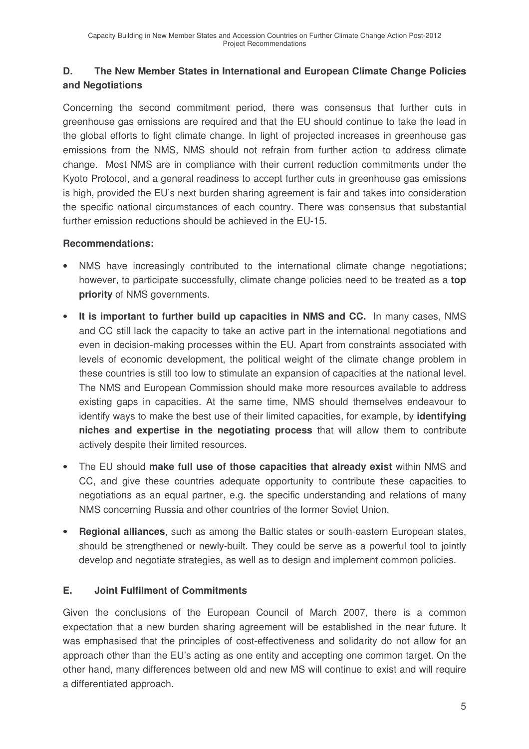## D. The New Member States in International and European Climate Change Policies and Negotiations

Concerning the second commitment period, there was consensus that further cuts in greenhouse gas emissions are required and that the EU should continue to take the lead in the global efforts to fight climate change. In light of projected increases in greenhouse gas emissions from the NMS, NMS should not refrain from further action to address climate change. Most NMS are in compliance with their current reduction commitments under the Kyoto Protocol, and a general readiness to accept further cuts in greenhouse gas emissions is high, provided the EU's next burden sharing agreement is fair and takes into consideration the specific national circumstances of each country. There was consensus that substantial further emission reductions should be achieved in the EU-15.

**Recommendations:**

- NMS have increasingly contributed to the international climate change negotiations; however, to participate successfully, climate change policies need to be treated as a **top priority** of NMS governments.
- **It is important to further build up capacities in NMS and CC.** In many cases, NMS and CC still lack the capacity to take an active part in the international negotiations and even in decision-making processes within the EU. Apart from constraints associated with levels of economic development, the political weight of the climate change problem in these countries is still too low to stimulate an expansion of capacities at the national level. The NMS and European Commission should make more resources available to address existing gaps in capacities. At the same time, NMS should themselves endeavour to identify ways to make the best use of their limited capacities, for example, by **identifying niches and expertise in the negotiating process** that will allow them to contribute actively despite their limited resources.
- The EU should **make full use of those capacities that already exist** within NMS and CC, and give these countries adequate opportunity to contribute these capacities to negotiations as an equal partner, e.g. the specific understanding and relations of many NMS concerning Russia and other countries of the former Soviet Union.
- **Regional alliances**, such as among the Baltic states or south-eastern European states, should be strengthened or newly-built. They could be serve as a powerful tool to jointly develop and negotiate strategies, as well as to design and implement common policies.

## E. Joint Fulfilment of Commitments

Given the conclusions of the European Council of March 2007, there is a common expectation that a new burden sharing agreement will be established in the near future. It was emphasised that the principles of cost-effectiveness and solidarity do not allow for an approach other than the EU's acting as one entity and accepting one common target. On the other hand, many differences between old and new MS will continue to exist and will require a differentiated approach.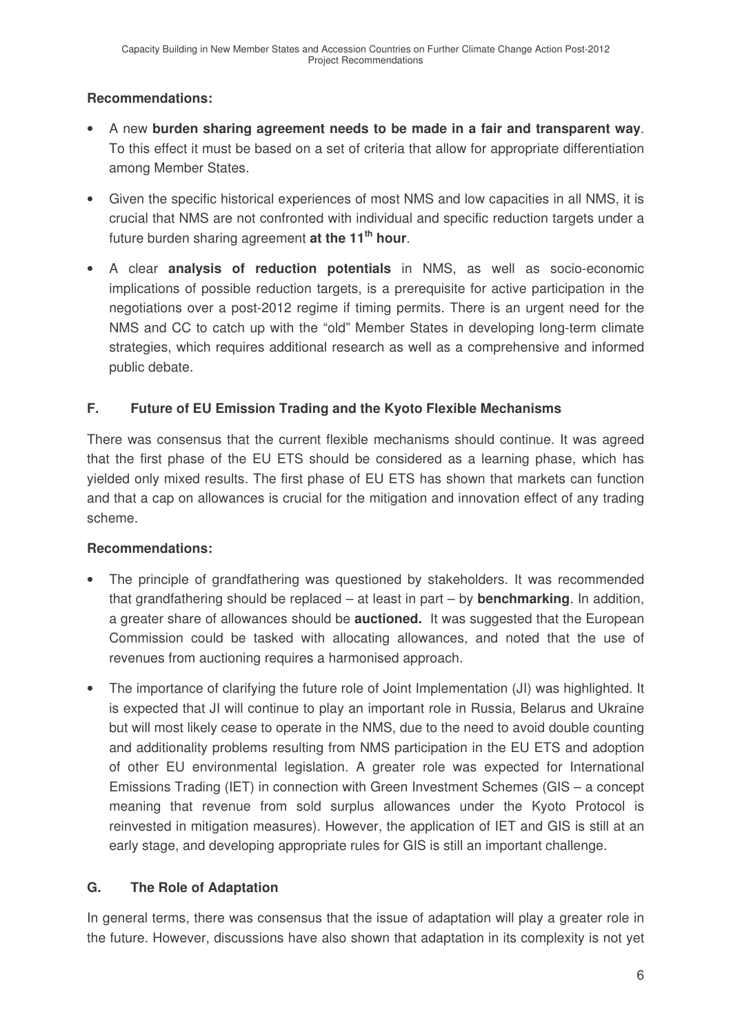**Recommendations:**

- A new **burden sharing agreement needs to be made in a fair and transparent way**. To this effect it must be based on a set of criteria that allow for appropriate differentiation among Member States.
- Given the specific historical experiences of most NMS and low capacities in all NMS, it is crucial that NMS are not confronted with individual and specific reduction targets under a future burden sharing agreement **at the 11th hour**.
- A clear **analysis of reduction potentials** in NMS, as well as socio-economic implications of possible reduction targets, is a prerequisite for active participation in the negotiations over a post-2012 regime if timing permits. There is an urgent need for the NMS and CC to catch up with the "old" Member States in developing long-term climate strategies, which requires additional research as well as a comprehensive and informed public debate.

## F. Future of EU Emission Trading and the Kyoto Flexible Mechanisms

There was consensus that the current flexible mechanisms should continue. It was agreed that the first phase of the EU ETS should be considered as a learning phase, which has yielded only mixed results. The first phase of EU ETS has shown that markets can function and that a cap on allowances is crucial for the mitigation and innovation effect of any trading scheme.

**Recommendations:**

- The principle of grandfathering was questioned by stakeholders. It was recommended that grandfathering should be replaced – at least in part – by **benchmarking**. In addition, a greater share of allowances should be **auctioned.** It was suggested that the European Commission could be tasked with allocating allowances, and noted that the use of revenues from auctioning requires a harmonised approach.
- The importance of clarifying the future role of Joint Implementation (JI) was highlighted. It is expected that JI will continue to play an important role in Russia, Belarus and Ukraine but will most likely cease to operate in the NMS, due to the need to avoid double counting and additionality problems resulting from NMS participation in the EU ETS and adoption of other EU environmental legislation. A greater role was expected for International Emissions Trading (IET) in connection with Green Investment Schemes (GIS – a concept meaning that revenue from sold surplus allowances under the Kyoto Protocol is reinvested in mitigation measures). However, the application of IET and GIS is still at an early stage, and developing appropriate rules for GIS is still an important challenge.

## G. The Role of Adaptation

In general terms, there was consensus that the issue of adaptation will play a greater role in the future. However, discussions have also shown that adaptation in its complexity is not yet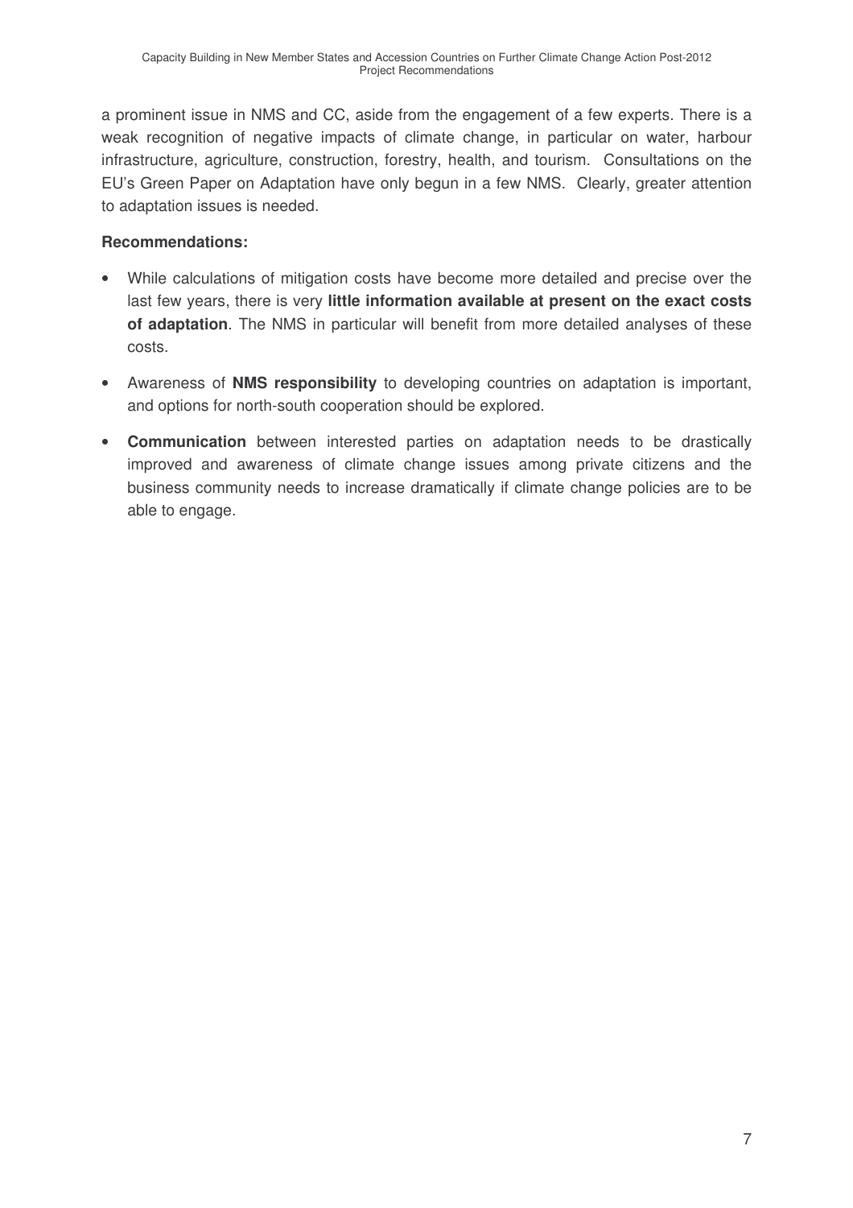a prominent issue in NMS and CC, aside from the engagement of a few experts. There is a weak recognition of negative impacts of climate change, in particular on water, harbour infrastructure, agriculture, construction, forestry, health, and tourism. Consultations on the EU's Green Paper on Adaptation have only begun in a few NMS. Clearly, greater attention to adaptation issues is needed.

**Recommendations:**

- While calculations of mitigation costs have become more detailed and precise over the last few years, there is very **little information available at present on the exact costs of adaptation**. The NMS in particular will benefit from more detailed analyses of these costs.
- Awareness of **NMS responsibility** to developing countries on adaptation is important, and options for north-south cooperation should be explored.
- **Communication** between interested parties on adaptation needs to be drastically improved and awareness of climate change issues among private citizens and the business community needs to increase dramatically if climate change policies are to be able to engage.